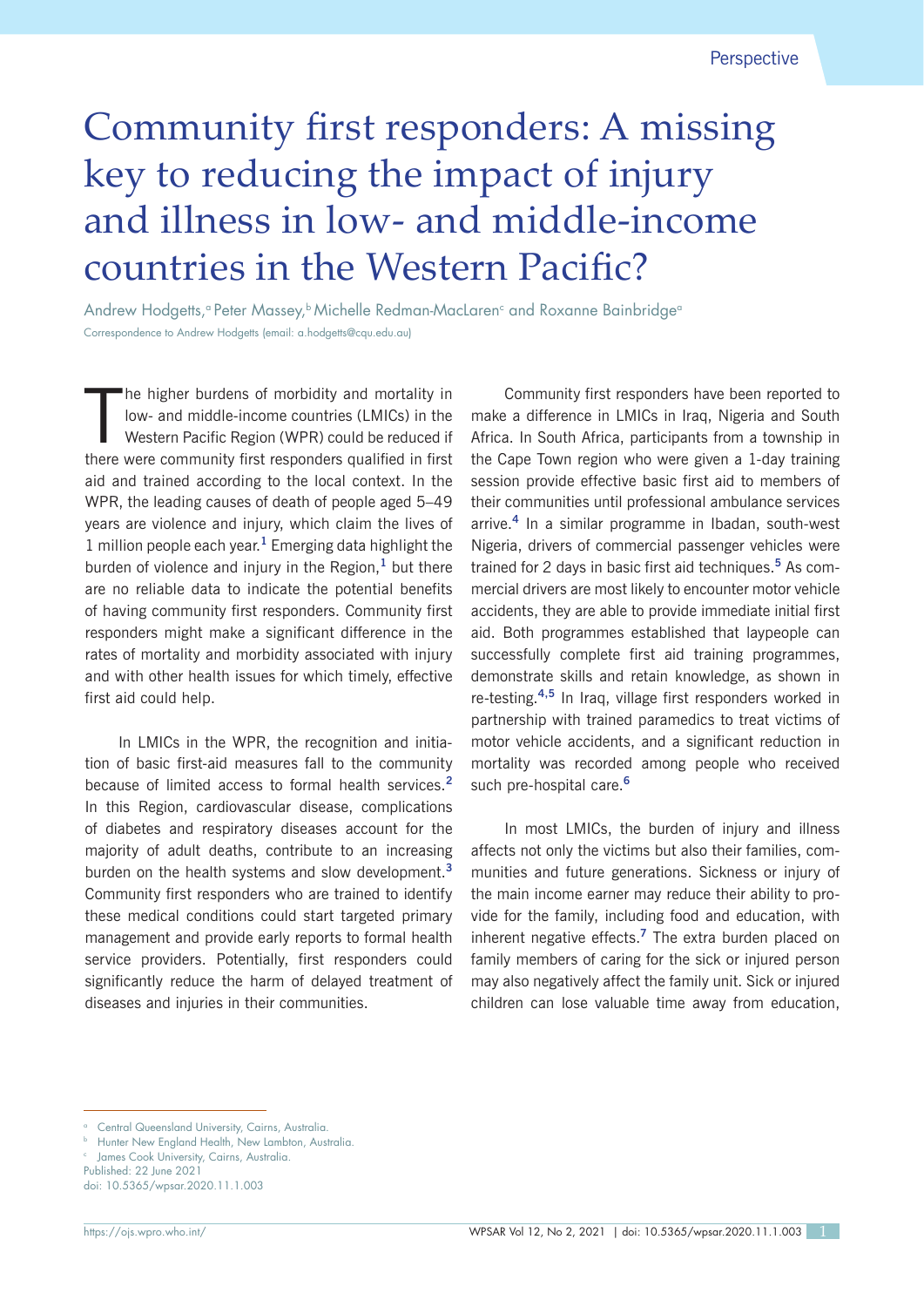Perspective

# Community first responders: A missing key to reducing the impact of injury and illness in low- and middle-income countries in the Western Pacific?

Andrew Hodgetts,[a] Peter Massey,[b] Michelle Redman-MacLaren[c] and Roxanne Bainbridge[a]

Correspondence to Andrew Hodgetts (email: a.hodgetts@cqu.edu.au)

The higher burdens of morbidity and mortality in low- and middle-income countries (LMICs) in the Western Pacific Region (WPR) could be reduced if there were community first responders qualified in first aid and trained according to the local context. In the WPR, the leading causes of death of people aged 5–49 years are violence and injury, which claim the lives of 1 million people each year.[1] Emerging data highlight the burden of violence and injury in the Region,[1] but there are no reliable data to indicate the potential benefits of having community first responders. Community first responders might make a significant difference in the rates of mortality and morbidity associated with injury and with other health issues for which timely, effective first aid could help.

In LMICs in the WPR, the recognition and initiation of basic first-aid measures fall to the community because of limited access to formal health services.[2] In this Region, cardiovascular disease, complications of diabetes and respiratory diseases account for the majority of adult deaths, contribute to an increasing burden on the health systems and slow development.[3] Community first responders who are trained to identify these medical conditions could start targeted primary management and provide early reports to formal health service providers. Potentially, first responders could significantly reduce the harm of delayed treatment of diseases and injuries in their communities.

Community first responders have been reported to make a difference in LMICs in Iraq, Nigeria and South Africa. In South Africa, participants from a township in the Cape Town region who were given a 1-day training session provide effective basic first aid to members of their communities until professional ambulance services arrive.[4] In a similar programme in Ibadan, south-west Nigeria, drivers of commercial passenger vehicles were trained for 2 days in basic first aid techniques.[5] As commercial drivers are most likely to encounter motor vehicle accidents, they are able to provide immediate initial first aid. Both programmes established that laypeople can successfully complete first aid training programmes, demonstrate skills and retain knowledge, as shown in re-testing.[4,5] In Iraq, village first responders worked in partnership with trained paramedics to treat victims of motor vehicle accidents, and a significant reduction in mortality was recorded among people who received such pre-hospital care.[6]

In most LMICs, the burden of injury and illness affects not only the victims but also their families, communities and future generations. Sickness or injury of the main income earner may reduce their ability to provide for the family, including food and education, with inherent negative effects.[7] The extra burden placed on family members of caring for the sick or injured person may also negatively affect the family unit. Sick or injured children can lose valuable time away from education,

[a] Central Queensland University, Cairns, Australia.
[b] Hunter New England Health, New Lambton, Australia.
[c] James Cook University, Cairns, Australia.

Published: 22 June 2021
doi: 10.5365/wpsar.2020.11.1.003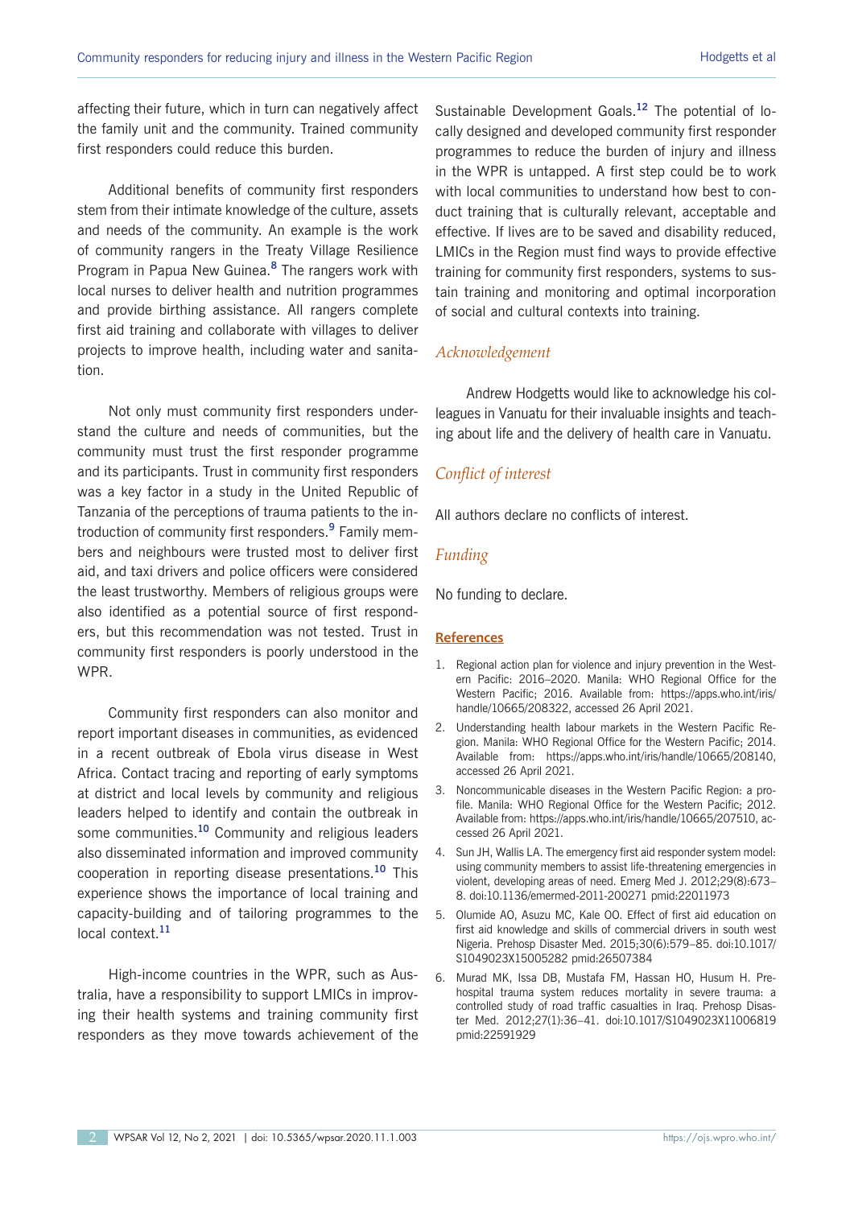affecting their future, which in turn can negatively affect the family unit and the community. Trained community first responders could reduce this burden.

Additional benefits of community first responders stem from their intimate knowledge of the culture, assets and needs of the community. An example is the work of community rangers in the Treaty Village Resilience Program in Papua New Guinea.[8] The rangers work with local nurses to deliver health and nutrition programmes and provide birthing assistance. All rangers complete first aid training and collaborate with villages to deliver projects to improve health, including water and sanitation.

Not only must community first responders understand the culture and needs of communities, but the community must trust the first responder programme and its participants. Trust in community first responders was a key factor in a study in the United Republic of Tanzania of the perceptions of trauma patients to the introduction of community first responders.[9] Family members and neighbours were trusted most to deliver first aid, and taxi drivers and police officers were considered the least trustworthy. Members of religious groups were also identified as a potential source of first responders, but this recommendation was not tested. Trust in community first responders is poorly understood in the WPR.

Community first responders can also monitor and report important diseases in communities, as evidenced in a recent outbreak of Ebola virus disease in West Africa. Contact tracing and reporting of early symptoms at district and local levels by community and religious leaders helped to identify and contain the outbreak in some communities.[10] Community and religious leaders also disseminated information and improved community cooperation in reporting disease presentations.[10] This experience shows the importance of local training and capacity-building and of tailoring programmes to the local context.[11]

High-income countries in the WPR, such as Australia, have a responsibility to support LMICs in improving their health systems and training community first responders as they move towards achievement of the Sustainable Development Goals.[12] The potential of locally designed and developed community first responder programmes to reduce the burden of injury and illness in the WPR is untapped. A first step could be to work with local communities to understand how best to conduct training that is culturally relevant, acceptable and effective. If lives are to be saved and disability reduced, LMICs in the Region must find ways to provide effective training for community first responders, systems to sustain training and monitoring and optimal incorporation of social and cultural contexts into training.

## *Acknowledgement*

Andrew Hodgetts would like to acknowledge his colleagues in Vanuatu for their invaluable insights and teaching about life and the delivery of health care in Vanuatu.

## *Conflict of interest*

All authors declare no conflicts of interest.

## *Funding*

No funding to declare.

## References

1. Regional action plan for violence and injury prevention in the Western Pacific: 2016–2020. Manila: WHO Regional Office for the Western Pacific; 2016. Available from: https://apps.who.int/iris/handle/10665/208322, accessed 26 April 2021.
2. Understanding health labour markets in the Western Pacific Region. Manila: WHO Regional Office for the Western Pacific; 2014. Available from: https://apps.who.int/iris/handle/10665/208140, accessed 26 April 2021.
3. Noncommunicable diseases in the Western Pacific Region: a profile. Manila: WHO Regional Office for the Western Pacific; 2012. Available from: https://apps.who.int/iris/handle/10665/207510, accessed 26 April 2021.
4. Sun JH, Wallis LA. The emergency first aid responder system model: using community members to assist life-threatening emergencies in violent, developing areas of need. Emerg Med J. 2012;29(8):673–8. doi:10.1136/emermed-2011-200271 pmid:22011973
5. Olumide AO, Asuzu MC, Kale OO. Effect of first aid education on first aid knowledge and skills of commercial drivers in south west Nigeria. Prehosp Disaster Med. 2015;30(6):579–85. doi:10.1017/S1049023X15005282 pmid:26507384
6. Murad MK, Issa DB, Mustafa FM, Hassan HO, Husum H. Prehospital trauma system reduces mortality in severe trauma: a controlled study of road traffic casualties in Iraq. Prehosp Disaster Med. 2012;27(1):36–41. doi:10.1017/S1049023X11006819 pmid:22591929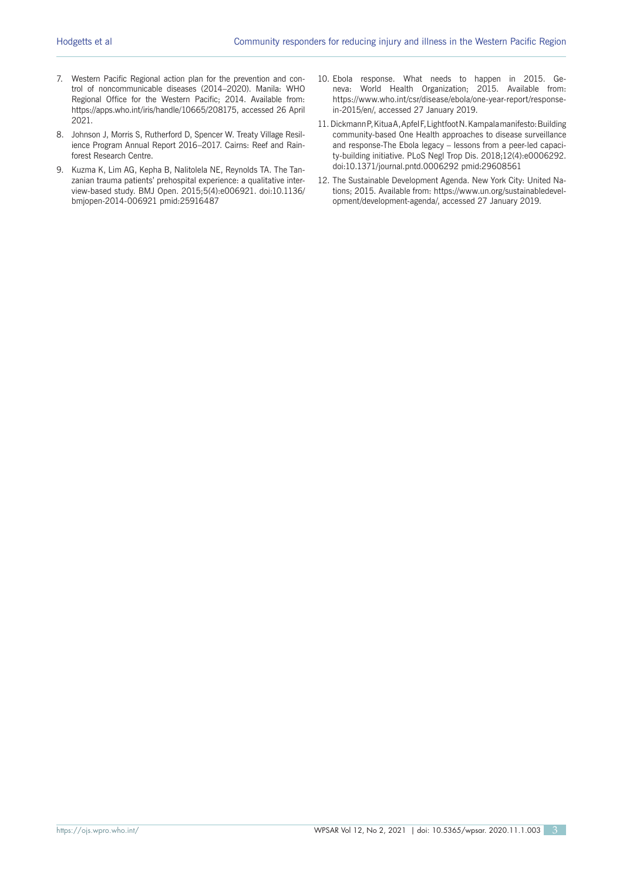7. Western Pacific Regional action plan for the prevention and control of noncommunicable diseases (2014–2020). Manila: WHO Regional Office for the Western Pacific; 2014. Available from: https://apps.who.int/iris/handle/10665/208175, accessed 26 April 2021.
8. Johnson J, Morris S, Rutherford D, Spencer W. Treaty Village Resilience Program Annual Report 2016–2017. Cairns: Reef and Rainforest Research Centre.
9. Kuzma K, Lim AG, Kepha B, Nalitolela NE, Reynolds TA. The Tanzanian trauma patients' prehospital experience: a qualitative interview-based study. BMJ Open. 2015;5(4):e006921. doi:10.1136/bmjopen-2014-006921 pmid:25916487
10. Ebola response. What needs to happen in 2015. Geneva: World Health Organization; 2015. Available from: https://www.who.int/csr/disease/ebola/one-year-report/response-in-2015/en/, accessed 27 January 2019.
11. Dickmann P, Kitua A, Apfel F, Lightfoot N. Kampala manifesto: Building community-based One Health approaches to disease surveillance and response-The Ebola legacy – lessons from a peer-led capacity-building initiative. PLoS Negl Trop Dis. 2018;12(4):e0006292. doi:10.1371/journal.pntd.0006292 pmid:29608561
12. The Sustainable Development Agenda. New York City: United Nations; 2015. Available from: https://www.un.org/sustainabledevelopment/development-agenda/, accessed 27 January 2019.